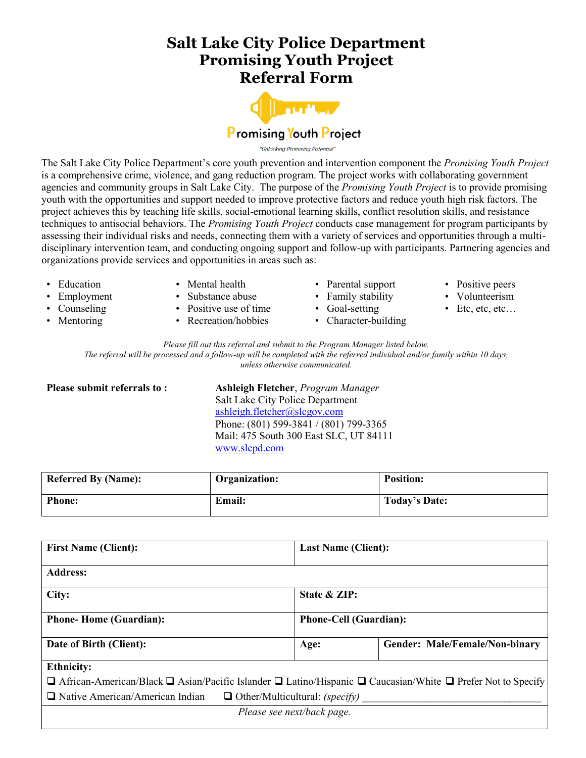# Salt Lake City Police Department
# Promising Youth Project
# Referral Form

Promising Youth Project

"Unlocking Promising Potential"

The Salt Lake City Police Department's core youth prevention and intervention component the *Promising Youth Project* is a comprehensive crime, violence, and gang reduction program. The project works with collaborating government agencies and community groups in Salt Lake City. The purpose of the *Promising Youth Project* is to provide promising youth with the opportunities and support needed to improve protective factors and reduce youth high risk factors. The project achieves this by teaching life skills, social-emotional learning skills, conflict resolution skills, and resistance techniques to antisocial behaviors. The *Promising Youth Project* conducts case management for program participants by assessing their individual risks and needs, connecting them with a variety of services and opportunities through a multi-disciplinary intervention team, and conducting ongoing support and follow-up with participants. Partnering agencies and organizations provide services and opportunities in areas such as:

- Education
- Employment
- Counseling
- Mentoring
- Mental health
- Substance abuse
- Positive use of time
- Recreation/hobbies
- Parental support
- Family stability
- Goal-setting
- Character-building
- Positive peers
- Volunteerism
- Etc, etc, etc…

*Please fill out this referral and submit to the Program Manager listed below.*
*The referral will be processed and a follow-up will be completed with the referred individual and/or family within 10 days, unless otherwise communicated.*

**Please submit referrals to :**

**Ashleigh Fletcher**, *Program Manager*
Salt Lake City Police Department
ashleigh.fletcher@slcgov.com
Phone: (801) 599-3841 / (801) 799-3365
Mail: 475 South 300 East SLC, UT 84111
www.slcpd.com

| **Referred By (Name):** | **Organization:** | **Position:** |
|---|---|---|
| **Phone:** | **Email:** | **Today's Date:** |

| **First Name (Client):** | **Last Name (Client):** | |
|---|---|---|
| **Address:** | | |
| **City:** | **State & ZIP:** | |
| **Phone- Home (Guardian):** | **Phone-Cell (Guardian):** | |
| **Date of Birth (Client):** | **Age:** | **Gender: Male/Female/Non-binary** |

**Ethnicity:**
❑ African-American/Black ❑ Asian/Pacific Islander ❑ Latino/Hispanic ❑ Caucasian/White ❑ Prefer Not to Specify
❑ Native American/American Indian ❑ Other/Multicultural: *(specify)* ___________________________________

*Please see next/back page.*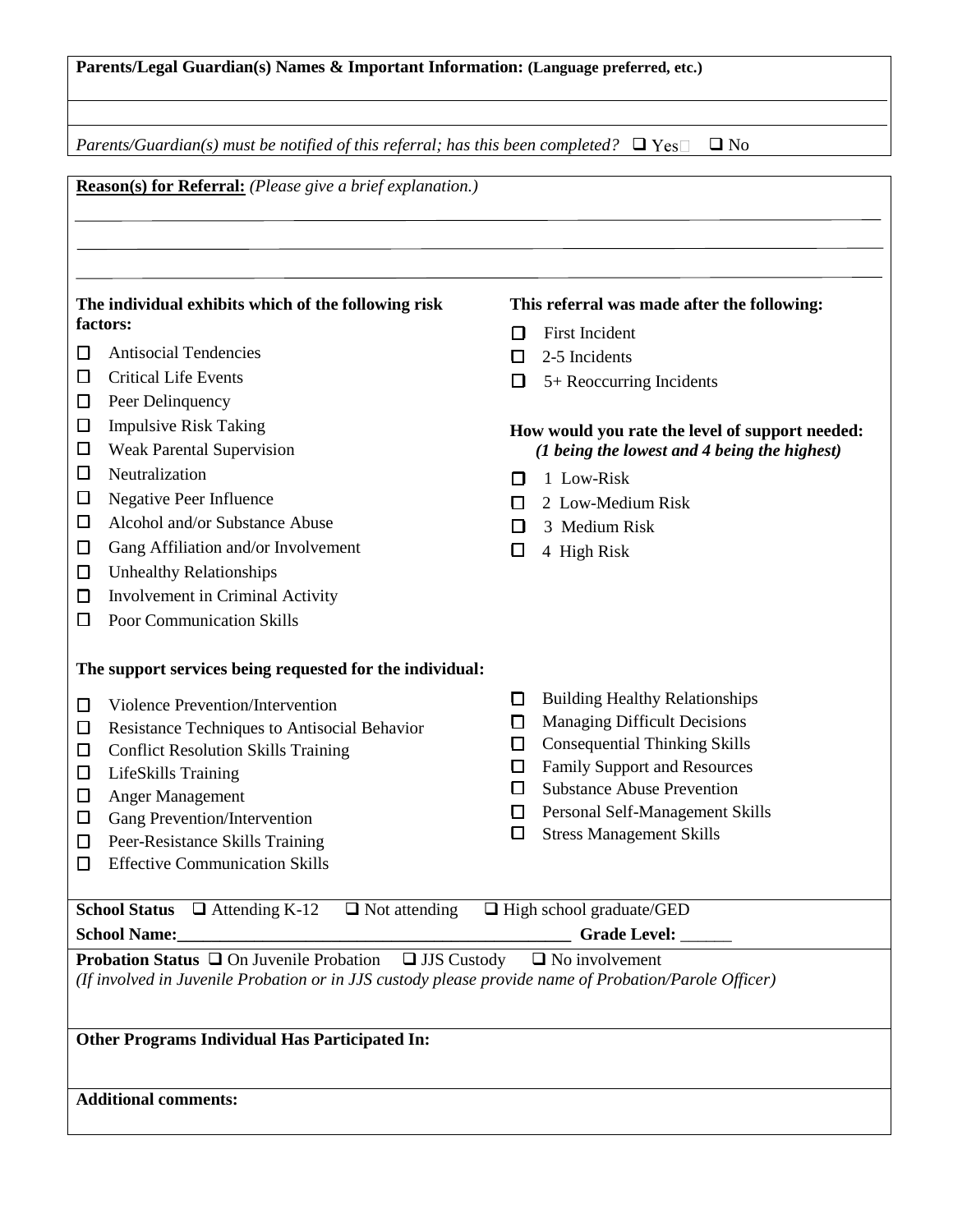**Parents/Legal Guardian(s) Names & Important Information:** **(Language preferred, etc.)**

*Parents/Guardian(s) must be notified of this referral; has this been completed?* ☐ Yes ☐ No

**Reason(s) for Referral:** *(Please give a brief explanation.)*

**The individual exhibits which of the following risk factors:**

- ☐ Antisocial Tendencies
- ☐ Critical Life Events
- ☐ Peer Delinquency
- ☐ Impulsive Risk Taking
- ☐ Weak Parental Supervision
- ☐ Neutralization
- ☐ Negative Peer Influence
- ☐ Alcohol and/or Substance Abuse
- ☐ Gang Affiliation and/or Involvement
- ☐ Unhealthy Relationships
- ☐ Involvement in Criminal Activity
- ☐ Poor Communication Skills

**This referral was made after the following:**

- ☐ First Incident
- ☐ 2-5 Incidents
- ☐ 5+ Reoccurring Incidents

**How would you rate the level of support needed:**
***(1 being the lowest and 4 being the highest)***

- ☐ 1 Low-Risk
- ☐ 2 Low-Medium Risk
- ☐ 3 Medium Risk
- ☐ 4 High Risk

**The support services being requested for the individual:**

- ☐ Violence Prevention/Intervention
- ☐ Resistance Techniques to Antisocial Behavior
- ☐ Conflict Resolution Skills Training
- ☐ LifeSkills Training
- ☐ Anger Management
- ☐ Gang Prevention/Intervention
- ☐ Peer-Resistance Skills Training
- ☐ Effective Communication Skills
- ☐ Building Healthy Relationships
- ☐ Managing Difficult Decisions
- ☐ Consequential Thinking Skills
- ☐ Family Support and Resources
- ☐ Substance Abuse Prevention
- ☐ Personal Self-Management Skills
- ☐ Stress Management Skills

**School Status** ☐ Attending K-12 ☐ Not attending ☐ High school graduate/GED

**School Name:**_______________________________________________ **Grade Level:** ______

**Probation Status** ☐ On Juvenile Probation ☐ JJS Custody ☐ No involvement
*(If involved in Juvenile Probation or in JJS custody please provide name of Probation/Parole Officer)*

**Other Programs Individual Has Participated In:**

**Additional comments:**